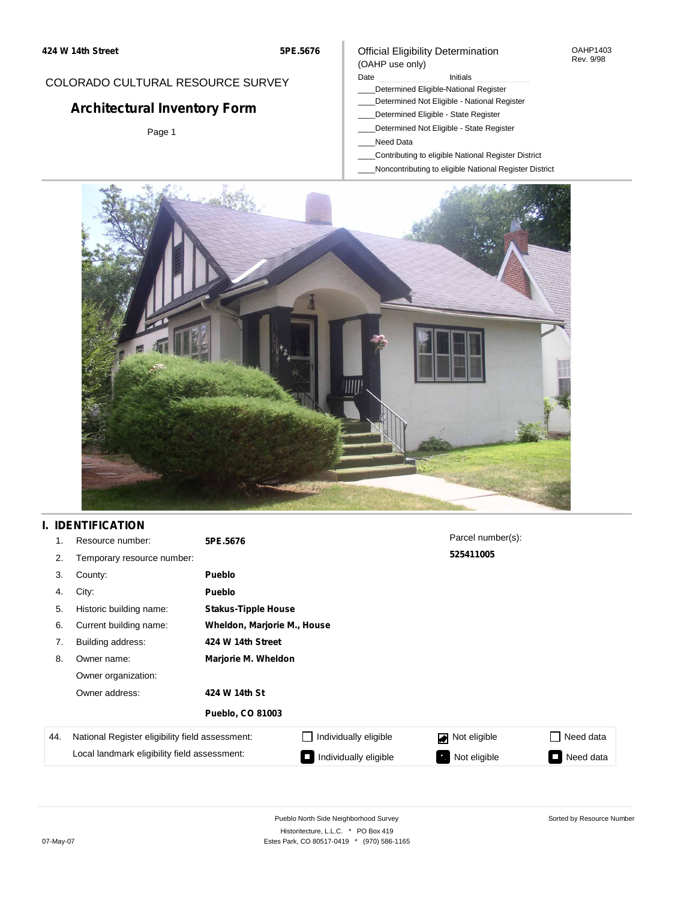**424 W 14th Street** **5PE.5676**

COLORADO CULTURAL RESOURCE SURVEY

## Architectural Inventory Form

Page 1

Official Eligibility Determination
(OAHP use only)

OAHP1403
Rev. 9/98

Date ____________ Initials ____________

____Determined Eligible-National Register
____Determined Not Eligible - National Register
____Determined Eligible - State Register
____Determined Not Eligible - State Register
____Need Data
____Contributing to eligible National Register District
____Noncontributing to eligible National Register District

## I. IDENTIFICATION

| | | |
|---|---|---|
| 1. | Resource number: | **5PE.5676** |
| 2. | Temporary resource number: | |
| 3. | County: | **Pueblo** |
| 4. | City: | **Pueblo** |
| 5. | Historic building name: | **Stakus-Tipple House** |
| 6. | Current building name: | **Wheldon, Marjorie M., House** |
| 7. | Building address: | **424 W 14th Street** |
| 8. | Owner name: | **Marjorie M. Wheldon** |
| | Owner organization: | |
| | Owner address: | **424 W 14th St** |
| | | **Pueblo, CO 81003** |

Parcel number(s):
**525411005**

| 44. | | | | |
|---|---|---|---|---|
| National Register eligibility field assessment: | ☐ Individually eligible | ☑ Not eligible | ☐ Need data |
| Local landmark eligibility field assessment: | ☐ Individually eligible | ☐ Not eligible | ☐ Need data |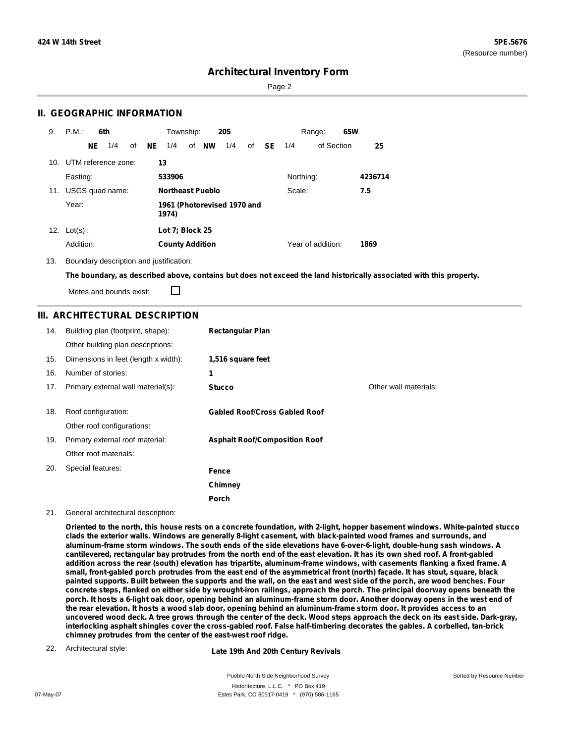## Architectural Inventory Form

## II. GEOGRAPHIC INFORMATION

9. P.M.: **6th** Township: **20S** Range: **65W**

**NE** 1/4 of **NE** 1/4 of **NW** 1/4 of **SE** 1/4 of Section **25**

10. UTM reference zone: **13**

Easting: **533906** Northing: **4236714**

11. USGS quad name: **Northeast Pueblo** Scale: **7.5**

Year: **1961 (Photorevised 1970 and 1974)**

12. Lot(s) : **Lot 7; Block 25**

Addition: **County Addition** Year of addition: **1869**

13. Boundary description and justification:

**The boundary, as described above, contains but does not exceed the land historically associated with this property.**

Metes and bounds exist: ☐

## III. ARCHITECTURAL DESCRIPTION

14. Building plan (footprint, shape): **Rectangular Plan**

Other building plan descriptions:

15. Dimensions in feet (length x width): **1,516 square feet**

16. Number of stories: **1**

17. Primary external wall material(s): **Stucco** Other wall materials:

18. Roof configuration: **Gabled Roof/Cross Gabled Roof**

Other roof configurations:

19. Primary external roof material: **Asphalt Roof/Composition Roof**

Other roof materials:

20. Special features: **Fence**

**Chimney**

**Porch**

21. General architectural description:

**Oriented to the north, this house rests on a concrete foundation, with 2-light, hopper basement windows. White-painted stucco clads the exterior walls. Windows are generally 8-light casement, with black-painted wood frames and surrounds, and aluminum-frame storm windows. The south ends of the side elevations have 6-over-6-light, double-hung sash windows. A cantilevered, rectangular bay protrudes from the north end of the east elevation. It has its own shed roof. A front-gabled addition across the rear (south) elevation has tripartite, aluminum-frame windows, with casements flanking a fixed frame. A small, front-gabled porch protrudes from the east end of the asymmetrical front (north) façade. It has stout, square, black painted supports. Built between the supports and the wall, on the east and west side of the porch, are wood benches. Four concrete steps, flanked on either side by wrought-iron railings, approach the porch. The principal doorway opens beneath the porch. It hosts a 6-light oak door, opening behind an aluminum-frame storm door. Another doorway opens in the west end of the rear elevation. It hosts a wood slab door, opening behind an aluminum-frame storm door. It provides access to an uncovered wood deck. A tree grows through the center of the deck. Wood steps approach the deck on its east side. Dark-gray, interlocking asphalt shingles cover the cross-gabled roof. False half-timbering decorates the gables. A corbelled, tan-brick chimney protrudes from the center of the east-west roof ridge.**

22. Architectural style: **Late 19th And 20th Century Revivals**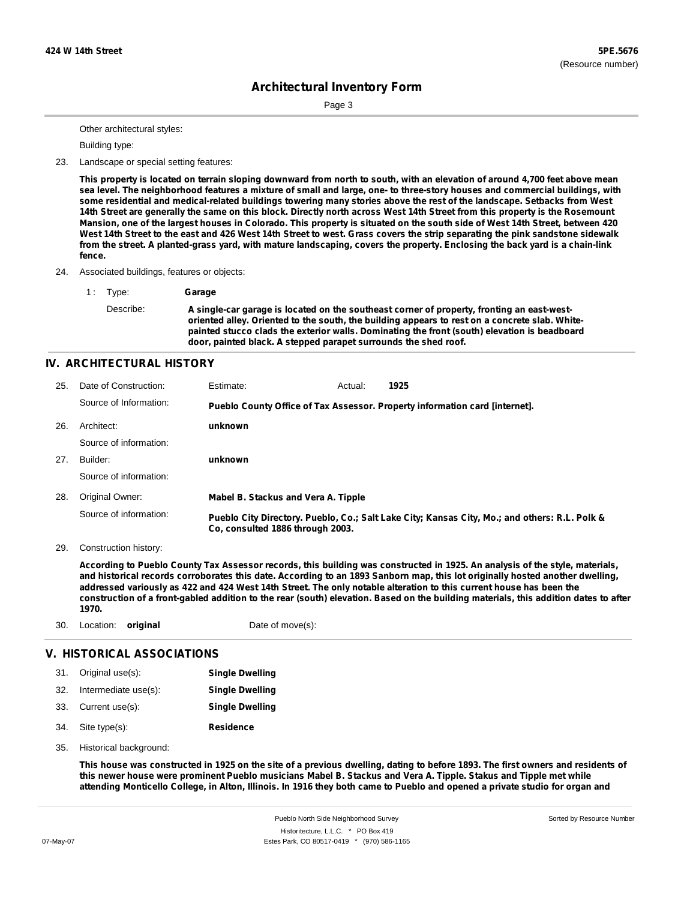Other architectural styles:

Building type:

23. Landscape or special setting features:

**This property is located on terrain sloping downward from north to south, with an elevation of around 4,700 feet above mean sea level. The neighborhood features a mixture of small and large, one- to three-story houses and commercial buildings, with some residential and medical-related buildings towering many stories above the rest of the landscape. Setbacks from West 14th Street are generally the same on this block. Directly north across West 14th Street from this property is the Rosemount Mansion, one of the largest houses in Colorado. This property is situated on the south side of West 14th Street, between 420 West 14th Street to the east and 426 West 14th Street to west. Grass covers the strip separating the pink sandstone sidewalk from the street. A planted-grass yard, with mature landscaping, covers the property. Enclosing the back yard is a chain-link fence.**

24. Associated buildings, features or objects:

1 : Type: **Garage**

Describe: **A single-car garage is located on the southeast corner of property, fronting an east-west-oriented alley. Oriented to the south, the building appears to rest on a concrete slab. White-painted stucco clads the exterior walls. Dominating the front (south) elevation is beadboard door, painted black. A stepped parapet surrounds the shed roof.**

## IV. ARCHITECTURAL HISTORY

25. Date of Construction: Estimate: Actual: **1925**

Source of Information: **Pueblo County Office of Tax Assessor. Property information card [internet].**

26. Architect: **unknown**

Source of information:

27. Builder: **unknown**

Source of information:

28. Original Owner: **Mabel B. Stackus and Vera A. Tipple**

Source of information: **Pueblo City Directory. Pueblo, Co.; Salt Lake City; Kansas City, Mo.; and others: R.L. Polk & Co, consulted 1886 through 2003.**

29. Construction history:

**According to Pueblo County Tax Assessor records, this building was constructed in 1925. An analysis of the style, materials, and historical records corroborates this date. According to an 1893 Sanborn map, this lot originally hosted another dwelling, addressed variously as 422 and 424 West 14th Street. The only notable alteration to this current house has been the construction of a front-gabled addition to the rear (south) elevation. Based on the building materials, this addition dates to after 1970.**

30. Location: **original** Date of move(s):

## V. HISTORICAL ASSOCIATIONS

31. Original use(s): **Single Dwelling**

32. Intermediate use(s): **Single Dwelling**

33. Current use(s): **Single Dwelling**

34. Site type(s): **Residence**

35. Historical background:

**This house was constructed in 1925 on the site of a previous dwelling, dating to before 1893. The first owners and residents of this newer house were prominent Pueblo musicians Mabel B. Stackus and Vera A. Tipple. Stakus and Tipple met while attending Monticello College, in Alton, Illinois. In 1916 they both came to Pueblo and opened a private studio for organ and**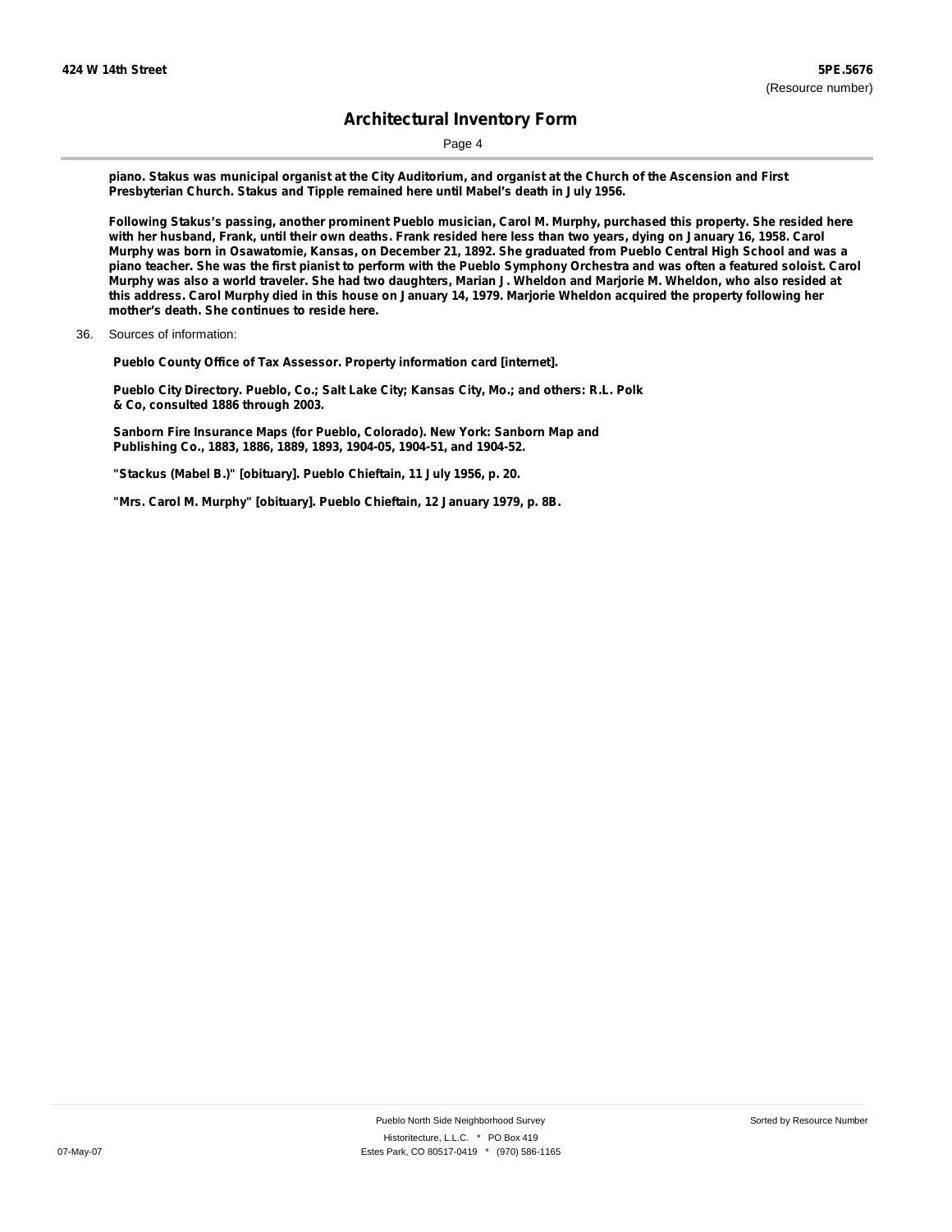**piano. Stakus was municipal organist at the City Auditorium, and organist at the Church of the Ascension and First Presbyterian Church. Stakus and Tipple remained here until Mabel's death in July 1956.**

**Following Stakus's passing, another prominent Pueblo musician, Carol M. Murphy, purchased this property. She resided here with her husband, Frank, until their own deaths. Frank resided here less than two years, dying on January 16, 1958. Carol Murphy was born in Osawatomie, Kansas, on December 21, 1892. She graduated from Pueblo Central High School and was a piano teacher. She was the first pianist to perform with the Pueblo Symphony Orchestra and was often a featured soloist. Carol Murphy was also a world traveler. She had two daughters, Marian J. Wheldon and Marjorie M. Wheldon, who also resided at this address. Carol Murphy died in this house on January 14, 1979. Marjorie Wheldon acquired the property following her mother's death. She continues to reside here.**

36. Sources of information:

**Pueblo County Office of Tax Assessor. Property information card [internet].**

**Pueblo City Directory. Pueblo, Co.; Salt Lake City; Kansas City, Mo.; and others: R.L. Polk & Co, consulted 1886 through 2003.**

**Sanborn Fire Insurance Maps (for Pueblo, Colorado). New York: Sanborn Map and Publishing Co., 1883, 1886, 1889, 1893, 1904-05, 1904-51, and 1904-52.**

**"Stackus (Mabel B.)" [obituary]. Pueblo Chieftain, 11 July 1956, p. 20.**

**"Mrs. Carol M. Murphy" [obituary]. Pueblo Chieftain, 12 January 1979, p. 8B.**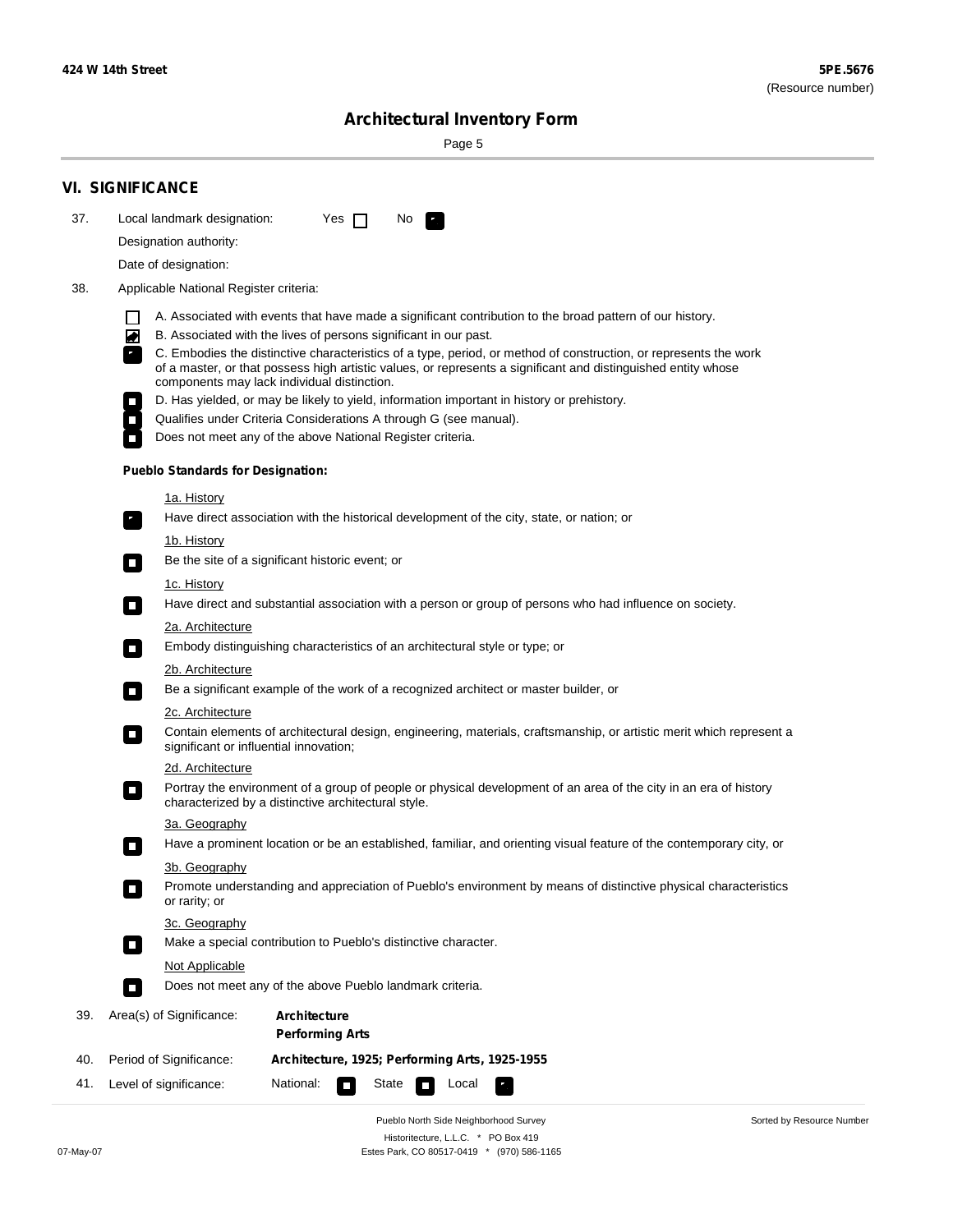## VI. SIGNIFICANCE

37. Local landmark designation: Yes ☐ No ☑

Designation authority:

Date of designation:

38. Applicable National Register criteria:

- ☐ A. Associated with events that have made a significant contribution to the broad pattern of our history.
- ☑ B. Associated with the lives of persons significant in our past.
- ☑ C. Embodies the distinctive characteristics of a type, period, or method of construction, or represents the work of a master, or that possess high artistic values, or represents a significant and distinguished entity whose components may lack individual distinction.
- ☐ D. Has yielded, or may be likely to yield, information important in history or prehistory.
- ☐ Qualifies under Criteria Considerations A through G (see manual).
- ☐ Does not meet any of the above National Register criteria.

**Pueblo Standards for Designation:**

1a. History

☑ Have direct association with the historical development of the city, state, or nation; or

1b. History

☐ Be the site of a significant historic event; or

1c. History

☐ Have direct and substantial association with a person or group of persons who had influence on society.

2a. Architecture

☐ Embody distinguishing characteristics of an architectural style or type; or

2b. Architecture

☐ Be a significant example of the work of a recognized architect or master builder, or

2c. Architecture

☐ Contain elements of architectural design, engineering, materials, craftsmanship, or artistic merit which represent a significant or influential innovation;

2d. Architecture

☐ Portray the environment of a group of people or physical development of an area of the city in an era of history characterized by a distinctive architectural style.

3a. Geography

☐ Have a prominent location or be an established, familiar, and orienting visual feature of the contemporary city, or

3b. Geography

☐ Promote understanding and appreciation of Pueblo's environment by means of distinctive physical characteristics or rarity; or

3c. Geography

☐ Make a special contribution to Pueblo's distinctive character.

Not Applicable

☐ Does not meet any of the above Pueblo landmark criteria.

39. Area(s) of Significance: **Architecture**
**Performing Arts**

40. Period of Significance: **Architecture, 1925; Performing Arts, 1925-1955**

41. Level of significance: National: ☐ State ☐ Local ☑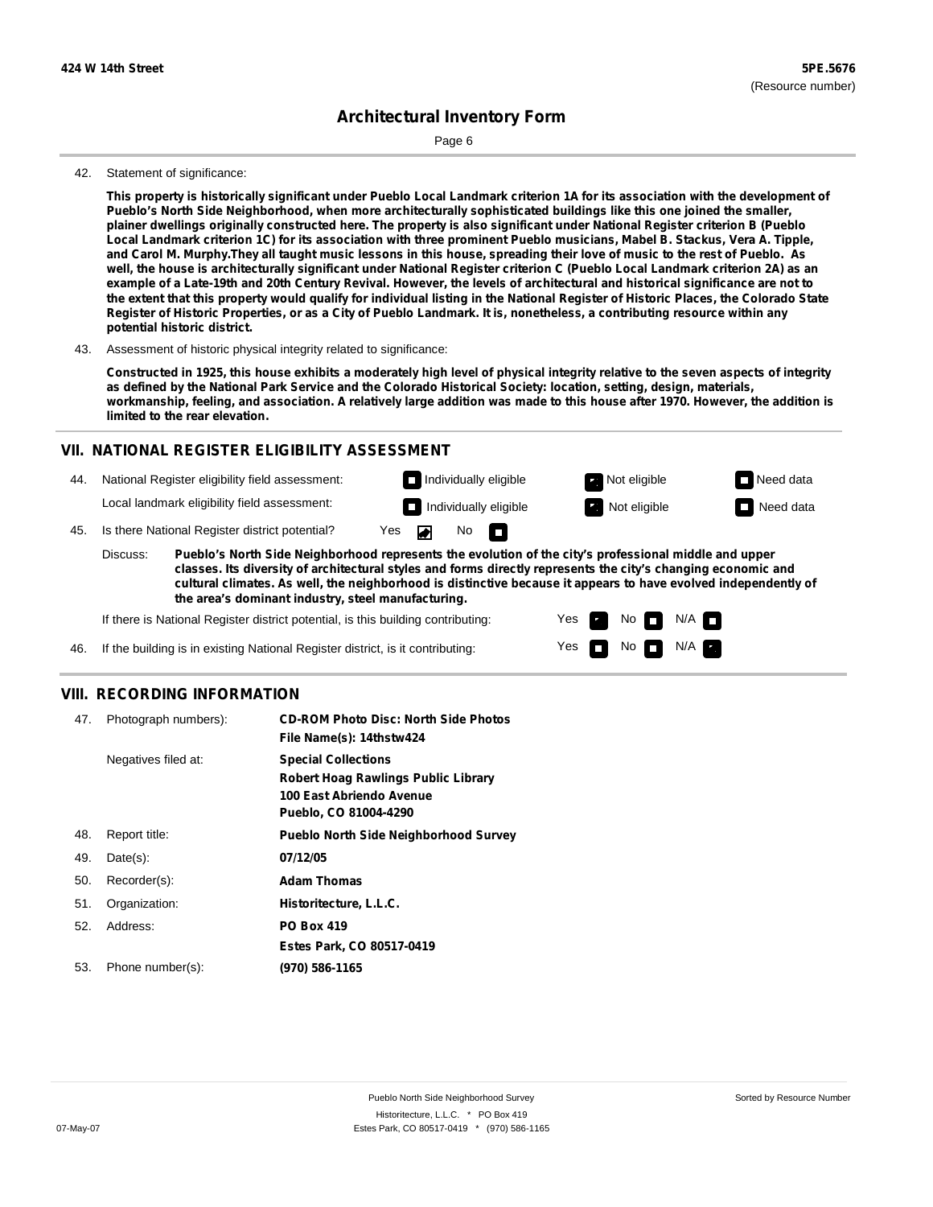424 W 14th Street

5PE.5676
(Resource number)

# Architectural Inventory Form

42. Statement of significance:

**This property is historically significant under Pueblo Local Landmark criterion 1A for its association with the development of Pueblo's North Side Neighborhood, when more architecturally sophisticated buildings like this one joined the smaller, plainer dwellings originally constructed here. The property is also significant under National Register criterion B (Pueblo Local Landmark criterion 1C) for its association with three prominent Pueblo musicians, Mabel B. Stackus, Vera A. Tipple, and Carol M. Murphy.They all taught music lessons in this house, spreading their love of music to the rest of Pueblo. As well, the house is architecturally significant under National Register criterion C (Pueblo Local Landmark criterion 2A) as an example of a Late-19th and 20th Century Revival. However, the levels of architectural and historical significance are not to the extent that this property would qualify for individual listing in the National Register of Historic Places, the Colorado State Register of Historic Properties, or as a City of Pueblo Landmark. It is, nonetheless, a contributing resource within any potential historic district.**

43. Assessment of historic physical integrity related to significance:

**Constructed in 1925, this house exhibits a moderately high level of physical integrity relative to the seven aspects of integrity as defined by the National Park Service and the Colorado Historical Society: location, setting, design, materials, workmanship, feeling, and association. A relatively large addition was made to this house after 1970. However, the addition is limited to the rear elevation.**

## VII. NATIONAL REGISTER ELIGIBILITY ASSESSMENT

44. National Register eligibility field assessment: Individually eligible ☐ Not eligible ☒ Need data ☐

Local landmark eligibility field assessment: Individually eligible ☐ Not eligible ☒ Need data ☐

45. Is there National Register district potential? Yes ☒ No ☐

Discuss: **Pueblo's North Side Neighborhood represents the evolution of the city's professional middle and upper classes. Its diversity of architectural styles and forms directly represents the city's changing economic and cultural climates. As well, the neighborhood is distinctive because it appears to have evolved independently of the area's dominant industry, steel manufacturing.**

If there is National Register district potential, is this building contributing: Yes ☒ No ☐ N/A ☐

46. If the building is in existing National Register district, is it contributing: Yes ☐ No ☐ N/A ☒

## VIII. RECORDING INFORMATION

47. Photograph numbers): **CD-ROM Photo Disc: North Side Photos**
**File Name(s): 14thstw424**

Negatives filed at: **Special Collections**
**Robert Hoag Rawlings Public Library**
**100 East Abriendo Avenue**
**Pueblo, CO 81004-4290**

48. Report title: **Pueblo North Side Neighborhood Survey**

49. Date(s): **07/12/05**

50. Recorder(s): **Adam Thomas**

51. Organization: **Historitecture, L.L.C.**

52. Address: **PO Box 419**
**Estes Park, CO 80517-0419**

53. Phone number(s): **(970) 586-1165**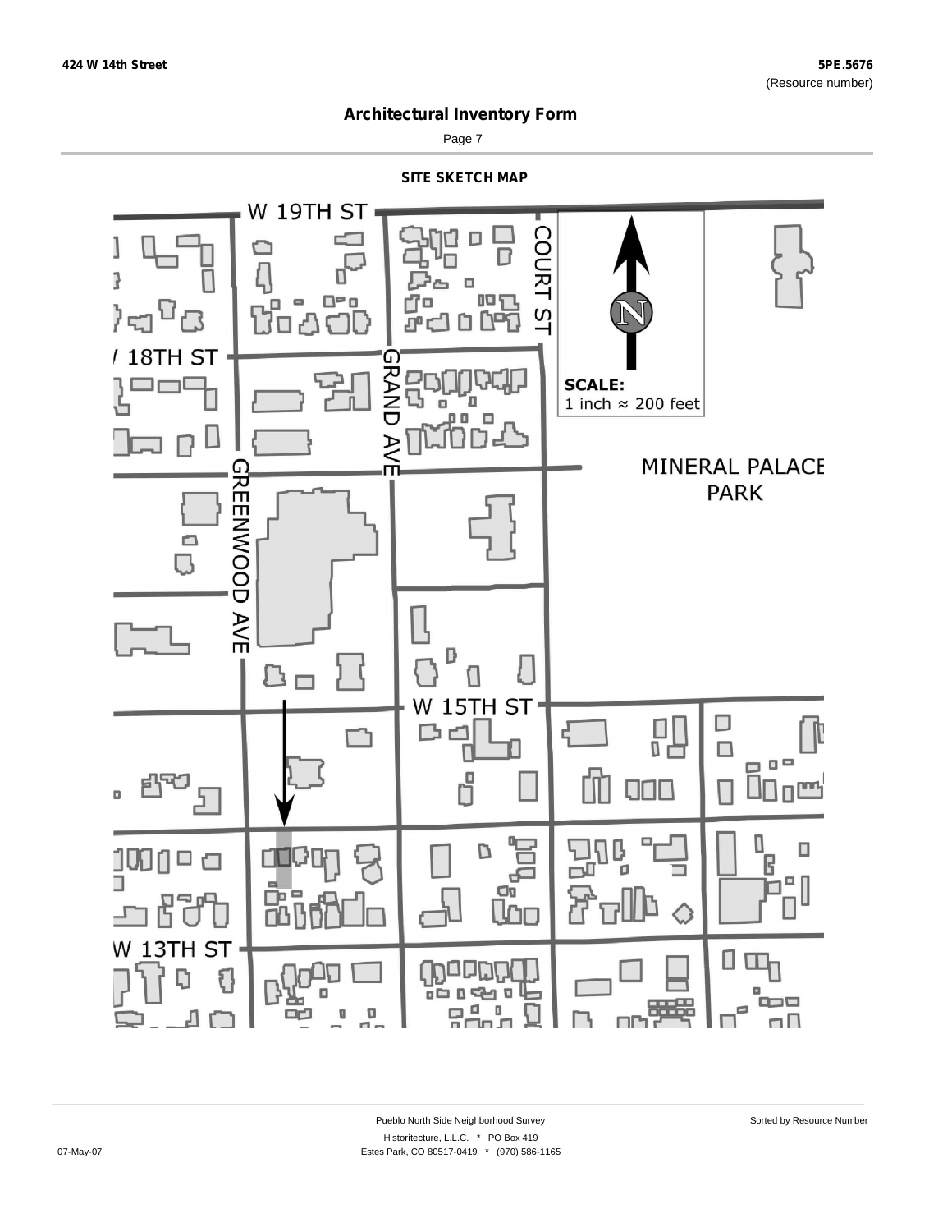# Architectural Inventory Form

## SITE SKETCH MAP

W 19TH ST

COURT ST

18TH ST

GRAND AVE

SCALE:
1 inch ≈ 200 feet

MINERAL PALACE PARK

GREENWOOD AVE

W 15TH ST

W 13TH ST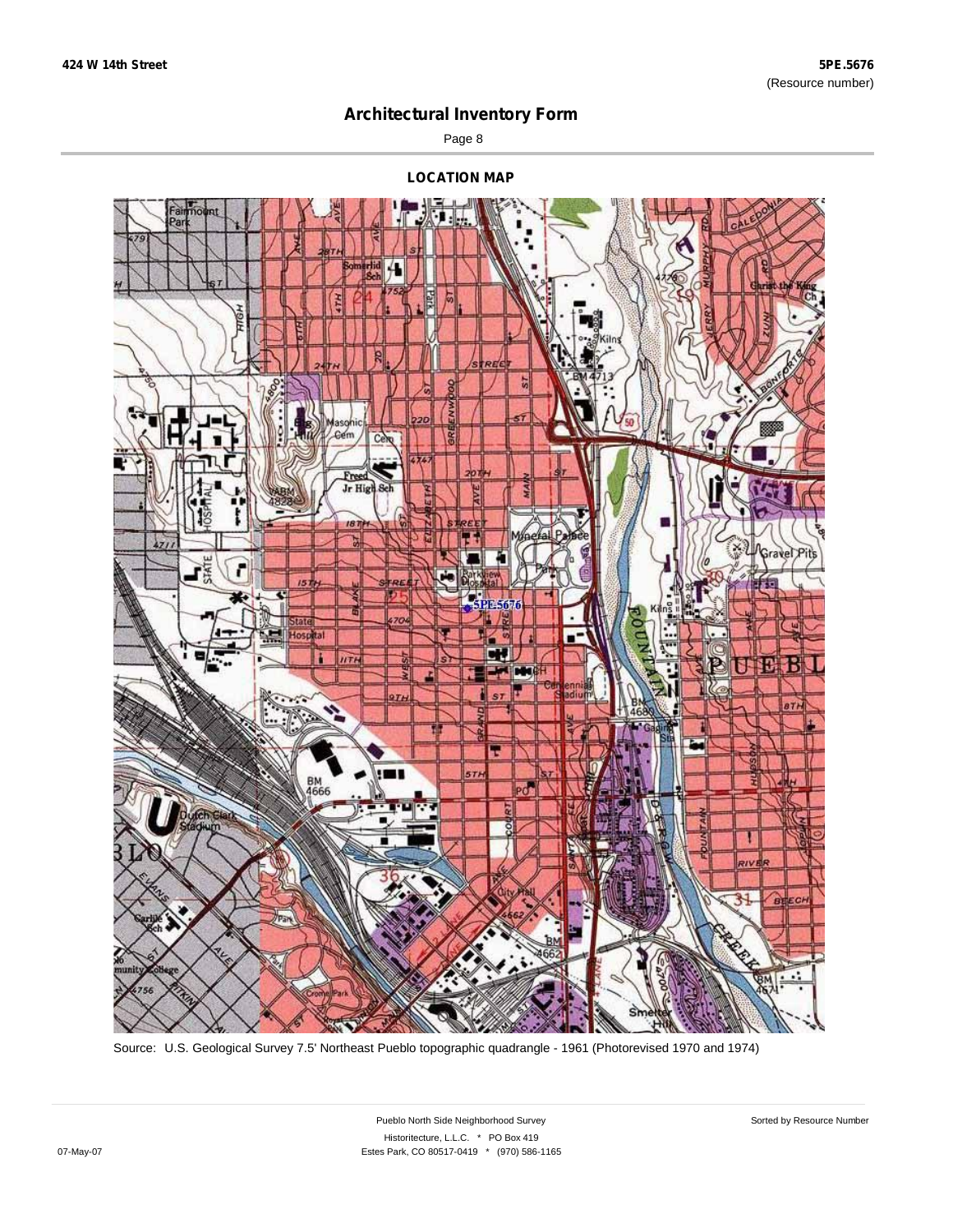# Architectural Inventory Form

## LOCATION MAP

Source: U.S. Geological Survey 7.5' Northeast Pueblo topographic quadrangle - 1961 (Photorevised 1970 and 1974)